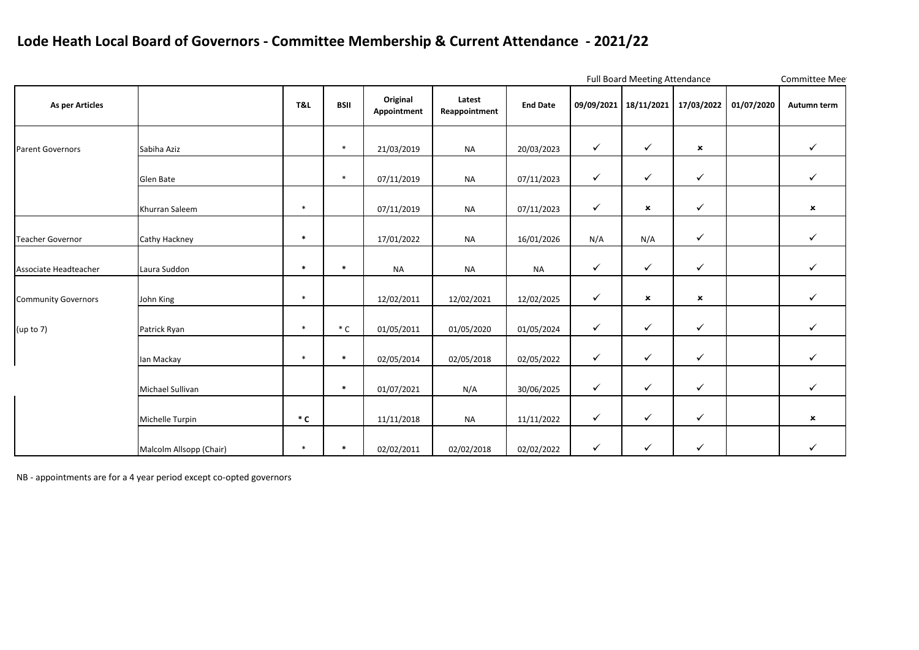# Lode Heath Local Board of Governors - Committee Membership & Current Attendance - 2021/22

| As per Articles | | T&L | BSII | Original Appointment | Latest Reappointment | End Date | Full Board Meeting Attendance 09/09/2021 | 18/11/2021 | 17/03/2022 | 01/07/2020 | Committee Mee Autumn term |
|---|---|---|---|---|---|---|---|---|---|---|---|
| Parent Governors | Sabiha Aziz | | * | 21/03/2019 | NA | 20/03/2023 | ✓ | ✓ | ✗ | | ✓ |
| | Glen Bate | | * | 07/11/2019 | NA | 07/11/2023 | ✓ | ✓ | ✓ | | ✓ |
| | Khurran Saleem | * | | 07/11/2019 | NA | 07/11/2023 | ✓ | ✗ | ✓ | | ✗ |
| Teacher Governor | Cathy Hackney | * | | 17/01/2022 | NA | 16/01/2026 | N/A | N/A | ✓ | | ✓ |
| Associate Headteacher | Laura Suddon | * | * | NA | NA | NA | ✓ | ✓ | ✓ | | ✓ |
| Community Governors | John King | * | | 12/02/2011 | 12/02/2021 | 12/02/2025 | ✓ | ✗ | ✗ | | ✓ |
| (up to 7) | Patrick Ryan | * | * C | 01/05/2011 | 01/05/2020 | 01/05/2024 | ✓ | ✓ | ✓ | | ✓ |
| | Ian Mackay | * | * | 02/05/2014 | 02/05/2018 | 02/05/2022 | ✓ | ✓ | ✓ | | ✓ |
| | Michael Sullivan | | * | 01/07/2021 | N/A | 30/06/2025 | ✓ | ✓ | ✓ | | ✓ |
| | Michelle Turpin | * C | | 11/11/2018 | NA | 11/11/2022 | ✓ | ✓ | ✓ | | ✗ |
| | Malcolm Allsopp (Chair) | * | * | 02/02/2011 | 02/02/2018 | 02/02/2022 | ✓ | ✓ | ✓ | | ✓ |

NB - appointments are for a 4 year period except co-opted governors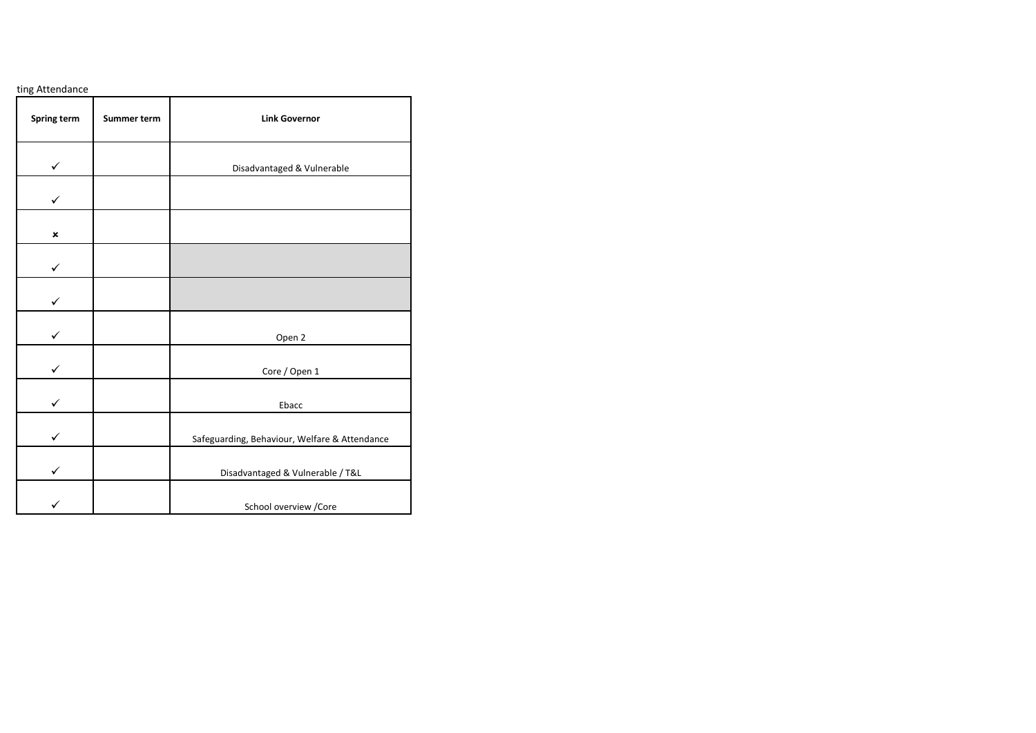ting Attendance

| Spring term | Summer term | Link Governor |
|---|---|---|
| ✓ | | Disadvantaged & Vulnerable |
| ✓ | | |
| × | | |
| ✓ | | |
| ✓ | | |
| ✓ | | Open 2 |
| ✓ | | Core / Open 1 |
| ✓ | | Ebacc |
| ✓ | | Safeguarding, Behaviour, Welfare & Attendance |
| ✓ | | Disadvantaged & Vulnerable / T&L |
| ✓ | | School overview /Core |